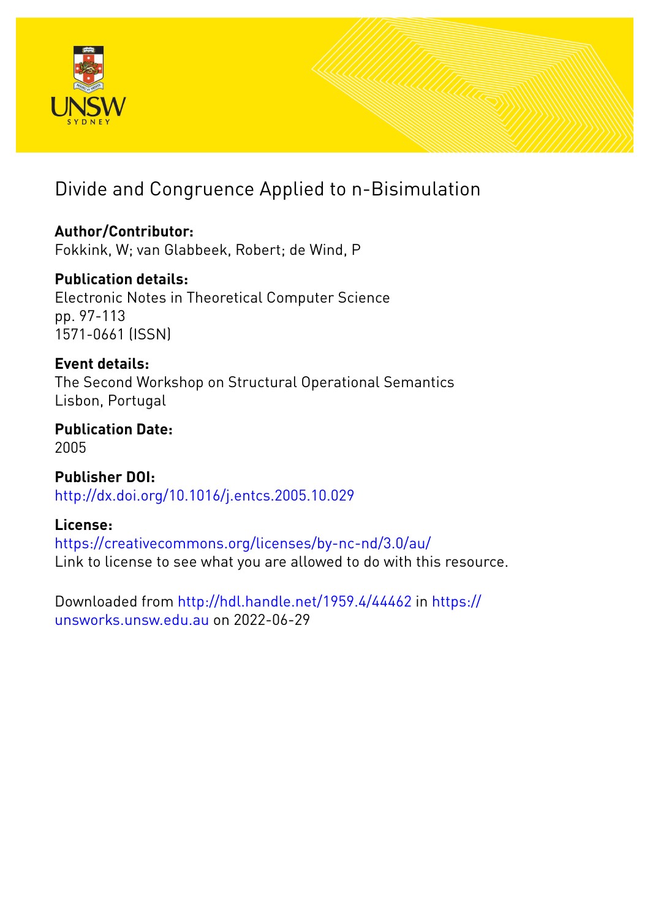# Divide and Congruence Applied to n-Bisimulation

**Author/Contributor:**
Fokkink, W; van Glabbeek, Robert; de Wind, P

**Publication details:**
Electronic Notes in Theoretical Computer Science
pp. 97-113
1571-0661 (ISSN)

**Event details:**
The Second Workshop on Structural Operational Semantics
Lisbon, Portugal

**Publication Date:**
2005

**Publisher DOI:**
http://dx.doi.org/10.1016/j.entcs.2005.10.029

**License:**
https://creativecommons.org/licenses/by-nc-nd/3.0/au/
Link to license to see what you are allowed to do with this resource.

Downloaded from http://hdl.handle.net/1959.4/44462 in https://unsworks.unsw.edu.au on 2022-06-29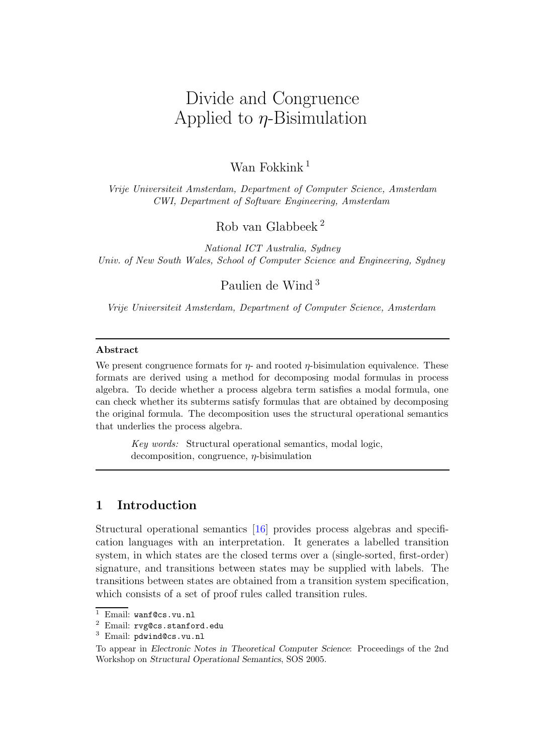# Divide and Congruence Applied to $\eta$-Bisimulation

Wan Fokkink [1]

*Vrije Universiteit Amsterdam, Department of Computer Science, Amsterdam*
*CWI, Department of Software Engineering, Amsterdam*

Rob van Glabbeek [2]

*National ICT Australia, Sydney*
*Univ. of New South Wales, School of Computer Science and Engineering, Sydney*

Paulien de Wind [3]

*Vrije Universiteit Amsterdam, Department of Computer Science, Amsterdam*

---

**Abstract**

We present congruence formats for $\eta$- and rooted $\eta$-bisimulation equivalence. These formats are derived using a method for decomposing modal formulas in process algebra. To decide whether a process algebra term satisfies a modal formula, one can check whether its subterms satisfy formulas that are obtained by decomposing the original formula. The decomposition uses the structural operational semantics that underlies the process algebra.

*Key words:* Structural operational semantics, modal logic, decomposition, congruence, $\eta$-bisimulation

---

## 1 Introduction

Structural operational semantics [16] provides process algebras and specification languages with an interpretation. It generates a labelled transition system, in which states are the closed terms over a (single-sorted, first-order) signature, and transitions between states may be supplied with labels. The transitions between states are obtained from a transition system specification, which consists of a set of proof rules called transition rules.

[1] Email: `wanf@cs.vu.nl`
[2] Email: `rvg@cs.stanford.edu`
[3] Email: `pdwind@cs.vu.nl`

To appear in *Electronic Notes in Theoretical Computer Science*: Proceedings of the 2nd Workshop on *Structural Operational Semantics*, SOS 2005.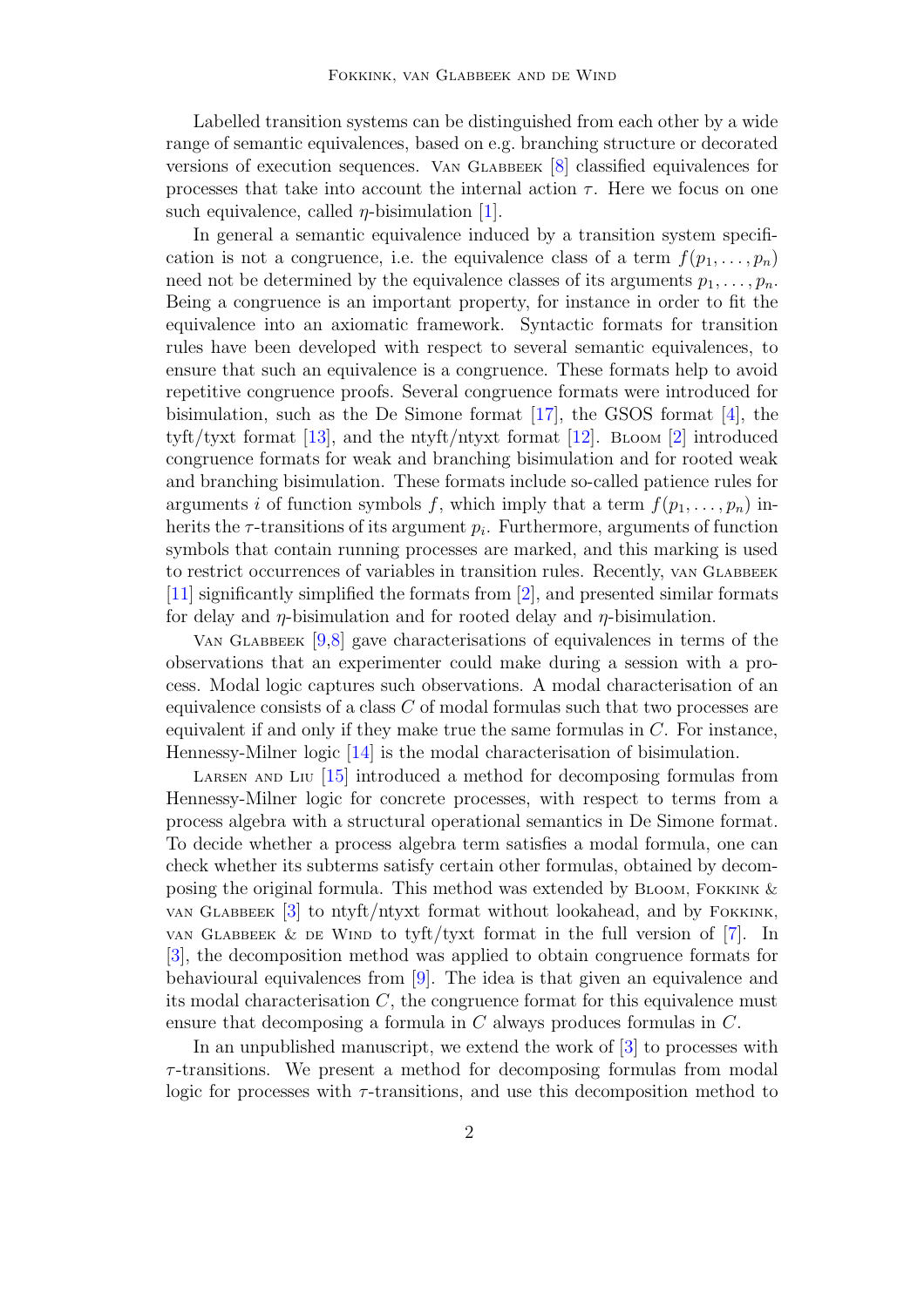Labelled transition systems can be distinguished from each other by a wide range of semantic equivalences, based on e.g. branching structure or decorated versions of execution sequences. Van Glabbeek [8] classified equivalences for processes that take into account the internal action $\tau$. Here we focus on one such equivalence, called $\eta$-bisimulation [1].

In general a semantic equivalence induced by a transition system specification is not a congruence, i.e. the equivalence class of a term $f(p_1, \ldots, p_n)$ need not be determined by the equivalence classes of its arguments $p_1, \ldots, p_n$. Being a congruence is an important property, for instance in order to fit the equivalence into an axiomatic framework. Syntactic formats for transition rules have been developed with respect to several semantic equivalences, to ensure that such an equivalence is a congruence. These formats help to avoid repetitive congruence proofs. Several congruence formats were introduced for bisimulation, such as the De Simone format [17], the GSOS format [4], the tyft/tyxt format [13], and the ntyft/ntyxt format [12]. Bloom [2] introduced congruence formats for weak and branching bisimulation and for rooted weak and branching bisimulation. These formats include so-called patience rules for arguments $i$ of function symbols $f$, which imply that a term $f(p_1, \ldots, p_n)$ inherits the $\tau$-transitions of its argument $p_i$. Furthermore, arguments of function symbols that contain running processes are marked, and this marking is used to restrict occurrences of variables in transition rules. Recently, van Glabbeek [11] significantly simplified the formats from [2], and presented similar formats for delay and $\eta$-bisimulation and for rooted delay and $\eta$-bisimulation.

Van Glabbeek [9,8] gave characterisations of equivalences in terms of the observations that an experimenter could make during a session with a process. Modal logic captures such observations. A modal characterisation of an equivalence consists of a class $C$ of modal formulas such that two processes are equivalent if and only if they make true the same formulas in $C$. For instance, Hennessy-Milner logic [14] is the modal characterisation of bisimulation.

Larsen and Liu [15] introduced a method for decomposing formulas from Hennessy-Milner logic for concrete processes, with respect to terms from a process algebra with a structural operational semantics in De Simone format. To decide whether a process algebra term satisfies a modal formula, one can check whether its subterms satisfy certain other formulas, obtained by decomposing the original formula. This method was extended by Bloom, Fokkink & van Glabbeek [3] to ntyft/ntyxt format without lookahead, and by Fokkink, van Glabbeek & de Wind to tyft/tyxt format in the full version of [7]. In [3], the decomposition method was applied to obtain congruence formats for behavioural equivalences from [9]. The idea is that given an equivalence and its modal characterisation $C$, the congruence format for this equivalence must ensure that decomposing a formula in $C$ always produces formulas in $C$.

In an unpublished manuscript, we extend the work of [3] to processes with $\tau$-transitions. We present a method for decomposing formulas from modal logic for processes with $\tau$-transitions, and use this decomposition method to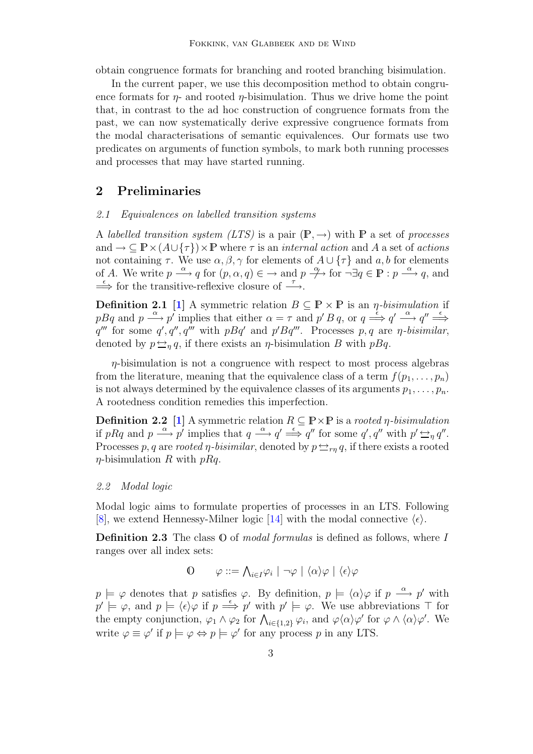obtain congruence formats for branching and rooted branching bisimulation.

In the current paper, we use this decomposition method to obtain congruence formats for $\eta$- and rooted $\eta$-bisimulation. Thus we drive home the point that, in contrast to the ad hoc construction of congruence formats from the past, we can now systematically derive expressive congruence formats from the modal characterisations of semantic equivalences. Our formats use two predicates on arguments of function symbols, to mark both running processes and processes that may have started running.

## 2 Preliminaries

### 2.1 Equivalences on labelled transition systems

A *labelled transition system (LTS)* is a pair $(\mathbb{P}, \rightarrow)$ with $\mathbb{P}$ a set of *processes* and $\rightarrow \subseteq \mathbb{P} \times (A \cup \{\tau\}) \times \mathbb{P}$ where $\tau$ is an *internal action* and $A$ a set of *actions* not containing $\tau$. We use $\alpha, \beta, \gamma$ for elements of $A \cup \{\tau\}$ and $a, b$ for elements of $A$. We write $p \xrightarrow{\alpha} q$ for $(p, \alpha, q) \in \rightarrow$ and $p \stackrel{\alpha}{\not\rightarrow}$ for $\neg \exists q \in \mathbb{P} : p \xrightarrow{\alpha} q$, and $\stackrel{\epsilon}{\Longrightarrow}$ for the transitive-reflexive closure of $\xrightarrow{\tau}$.

**Definition 2.1** [1] A symmetric relation $B \subseteq \mathbb{P} \times \mathbb{P}$ is an *$\eta$-bisimulation* if $pBq$ and $p \xrightarrow{\alpha} p'$ implies that either $\alpha = \tau$ and $p' \, B \, q$, or $q \stackrel{\epsilon}{\Longrightarrow} q' \xrightarrow{\alpha} q'' \stackrel{\epsilon}{\Longrightarrow} q'''$ for some $q', q'', q'''$ with $pBq'$ and $p'Bq'''$. Processes $p, q$ are *$\eta$-bisimilar*, denoted by $p \leftrightarroweq_\eta q$, if there exists an $\eta$-bisimulation $B$ with $pBq$.

$\eta$-bisimulation is not a congruence with respect to most process algebras from the literature, meaning that the equivalence class of a term $f(p_1, \ldots, p_n)$ is not always determined by the equivalence classes of its arguments $p_1, \ldots, p_n$. A rootedness condition remedies this imperfection.

**Definition 2.2** [1] A symmetric relation $R \subseteq \mathbb{P} \times \mathbb{P}$ is a *rooted $\eta$-bisimulation* if $pRq$ and $p \xrightarrow{\alpha} p'$ implies that $q \xrightarrow{\alpha} q' \stackrel{\epsilon}{\Longrightarrow} q''$ for some $q', q''$ with $p' \leftrightarroweq_\eta q''$. Processes $p, q$ are *rooted $\eta$-bisimilar*, denoted by $p \leftrightarroweq_{r\eta} q$, if there exists a rooted $\eta$-bisimulation $R$ with $pRq$.

### 2.2 Modal logic

Modal logic aims to formulate properties of processes in an LTS. Following [8], we extend Hennessy-Milner logic [14] with the modal connective $\langle \epsilon \rangle$.

**Definition 2.3** The class $\mathbb{O}$ of *modal formulas* is defined as follows, where $I$ ranges over all index sets:

$$\mathbb{O} \qquad \varphi ::= \textstyle\bigwedge_{i \in I} \varphi_i \mid \neg \varphi \mid \langle \alpha \rangle \varphi \mid \langle \epsilon \rangle \varphi$$

$p \models \varphi$ denotes that $p$ satisfies $\varphi$. By definition, $p \models \langle \alpha \rangle \varphi$ if $p \xrightarrow{\alpha} p'$ with $p' \models \varphi$, and $p \models \langle \epsilon \rangle \varphi$ if $p \stackrel{\epsilon}{\Longrightarrow} p'$ with $p' \models \varphi$. We use abbreviations $\top$ for the empty conjunction, $\varphi_1 \wedge \varphi_2$ for $\bigwedge_{i \in \{1,2\}} \varphi_i$, and $\varphi \langle \alpha \rangle \varphi'$ for $\varphi \wedge \langle \alpha \rangle \varphi'$. We write $\varphi \equiv \varphi'$ if $p \models \varphi \Leftrightarrow p \models \varphi'$ for any process $p$ in any LTS.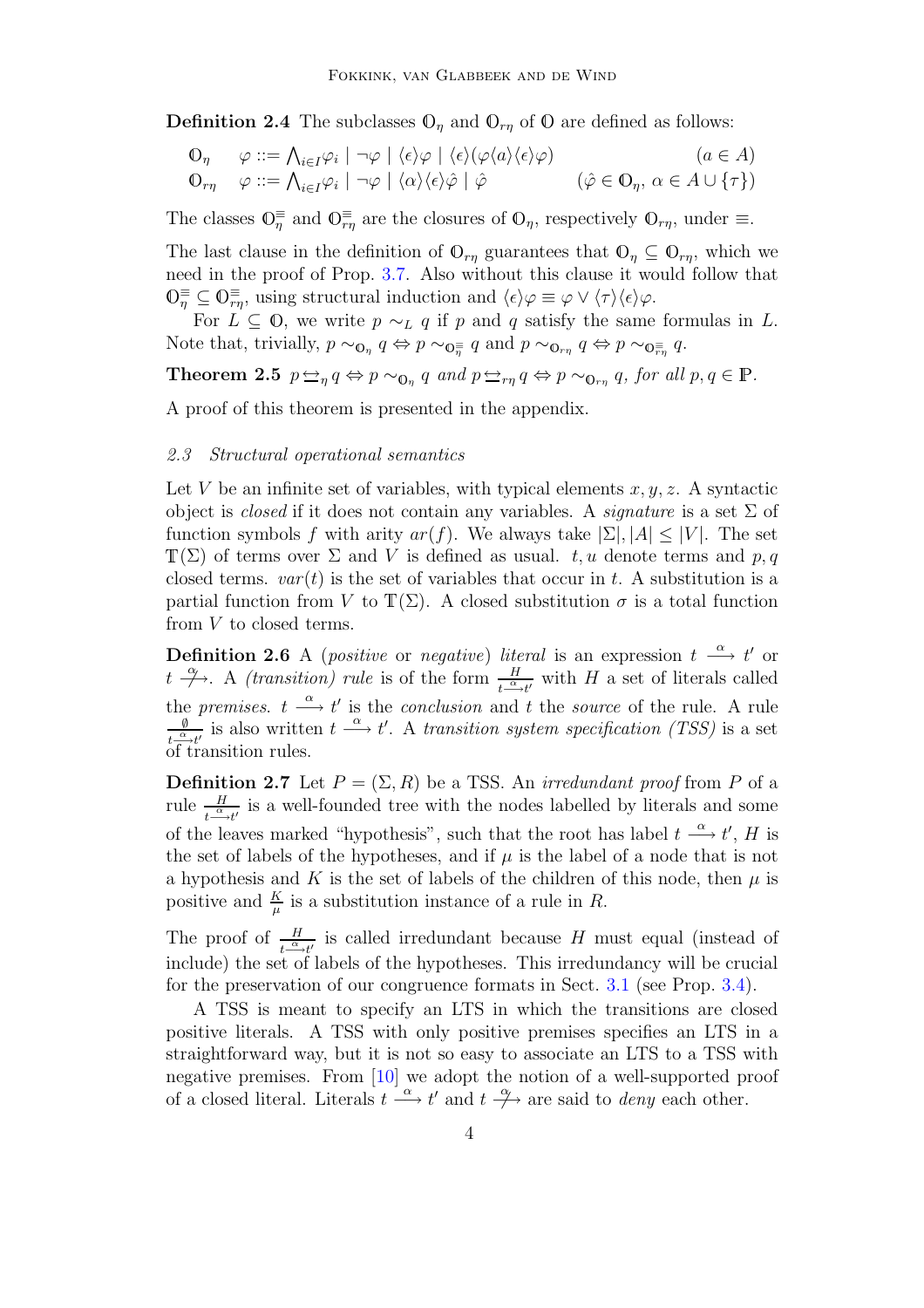**Definition 2.4** The subclasses $\mathbb{O}_\eta$ and $\mathbb{O}_{r\eta}$ of $\mathbb{O}$ are defined as follows:

$$
\begin{array}{lll}
\mathbb{O}_\eta & \varphi ::= \bigwedge_{i\in I}\varphi_i \mid \neg\varphi \mid \langle\epsilon\rangle\varphi \mid \langle\epsilon\rangle(\varphi\langle a\rangle\langle\epsilon\rangle\varphi) & (a \in A) \\
\mathbb{O}_{r\eta} & \varphi ::= \bigwedge_{i\in I}\varphi_i \mid \neg\varphi \mid \langle\alpha\rangle\langle\epsilon\rangle\hat{\varphi} \mid \hat{\varphi} & (\hat{\varphi} \in \mathbb{O}_\eta,\ \alpha \in A \cup \{\tau\})
\end{array}
$$

The classes $\mathbb{O}_\eta^\equiv$ and $\mathbb{O}_{r\eta}^\equiv$ are the closures of $\mathbb{O}_\eta$, respectively $\mathbb{O}_{r\eta}$, under $\equiv$.

The last clause in the definition of $\mathbb{O}_{r\eta}$ guarantees that $\mathbb{O}_\eta \subseteq \mathbb{O}_{r\eta}$, which we need in the proof of Prop. 3.7. Also without this clause it would follow that $\mathbb{O}_\eta^\equiv \subseteq \mathbb{O}_{r\eta}^\equiv$, using structural induction and $\langle\epsilon\rangle\varphi \equiv \varphi \vee \langle\tau\rangle\langle\epsilon\rangle\varphi$.

For $L \subseteq \mathbb{O}$, we write $p \sim_L q$ if $p$ and $q$ satisfy the same formulas in $L$. Note that, trivially, $p \sim_{\mathbb{O}_\eta} q \Leftrightarrow p \sim_{\mathbb{O}_\eta^\equiv} q$ and $p \sim_{\mathbb{O}_{r\eta}} q \Leftrightarrow p \sim_{\mathbb{O}_{r\eta}^\equiv} q$.

**Theorem 2.5** *$p \leftrightarroweq_\eta q \Leftrightarrow p \sim_{\mathbb{O}_\eta} q$ and $p \leftrightarroweq_{r\eta} q \Leftrightarrow p \sim_{\mathbb{O}_{r\eta}} q$, for all $p, q \in \mathbb{P}$.*

A proof of this theorem is presented in the appendix.

### *2.3 Structural operational semantics*

Let $V$ be an infinite set of variables, with typical elements $x, y, z$. A syntactic object is *closed* if it does not contain any variables. A *signature* is a set $\Sigma$ of function symbols $f$ with arity $ar(f)$. We always take $|\Sigma|, |A| \leq |V|$. The set $\mathbb{T}(\Sigma)$ of terms over $\Sigma$ and $V$ is defined as usual. $t, u$ denote terms and $p, q$ closed terms. $var(t)$ is the set of variables that occur in $t$. A substitution is a partial function from $V$ to $\mathbb{T}(\Sigma)$. A closed substitution $\sigma$ is a total function from $V$ to closed terms.

**Definition 2.6** A (*positive* or *negative*) *literal* is an expression $t \xrightarrow{\alpha} t'$ or $t \stackrel{\alpha}{\not\longrightarrow}$. A *(transition) rule* is of the form $\frac{H}{t \xrightarrow{\alpha} t'}$ with $H$ a set of literals called the *premises*. $t \xrightarrow{\alpha} t'$ is the *conclusion* and $t$ the *source* of the rule. A rule $\frac{\emptyset}{t \xrightarrow{\alpha} t'}$ is also written $t \xrightarrow{\alpha} t'$. A *transition system specification (TSS)* is a set of transition rules.

**Definition 2.7** Let $P = (\Sigma, R)$ be a TSS. An *irredundant proof* from $P$ of a rule $\frac{H}{t \xrightarrow{\alpha} t'}$ is a well-founded tree with the nodes labelled by literals and some of the leaves marked "hypothesis", such that the root has label $t \xrightarrow{\alpha} t'$, $H$ is the set of labels of the hypotheses, and if $\mu$ is the label of a node that is not a hypothesis and $K$ is the set of labels of the children of this node, then $\mu$ is positive and $\frac{K}{\mu}$ is a substitution instance of a rule in $R$.

The proof of $\frac{H}{t \xrightarrow{\alpha} t'}$ is called irredundant because $H$ must equal (instead of include) the set of labels of the hypotheses. This irredundancy will be crucial for the preservation of our congruence formats in Sect. 3.1 (see Prop. 3.4).

A TSS is meant to specify an LTS in which the transitions are closed positive literals. A TSS with only positive premises specifies an LTS in a straightforward way, but it is not so easy to associate an LTS to a TSS with negative premises. From [10] we adopt the notion of a well-supported proof of a closed literal. Literals $t \xrightarrow{\alpha} t'$ and $t \stackrel{\alpha}{\not\longrightarrow}$ are said to *deny* each other.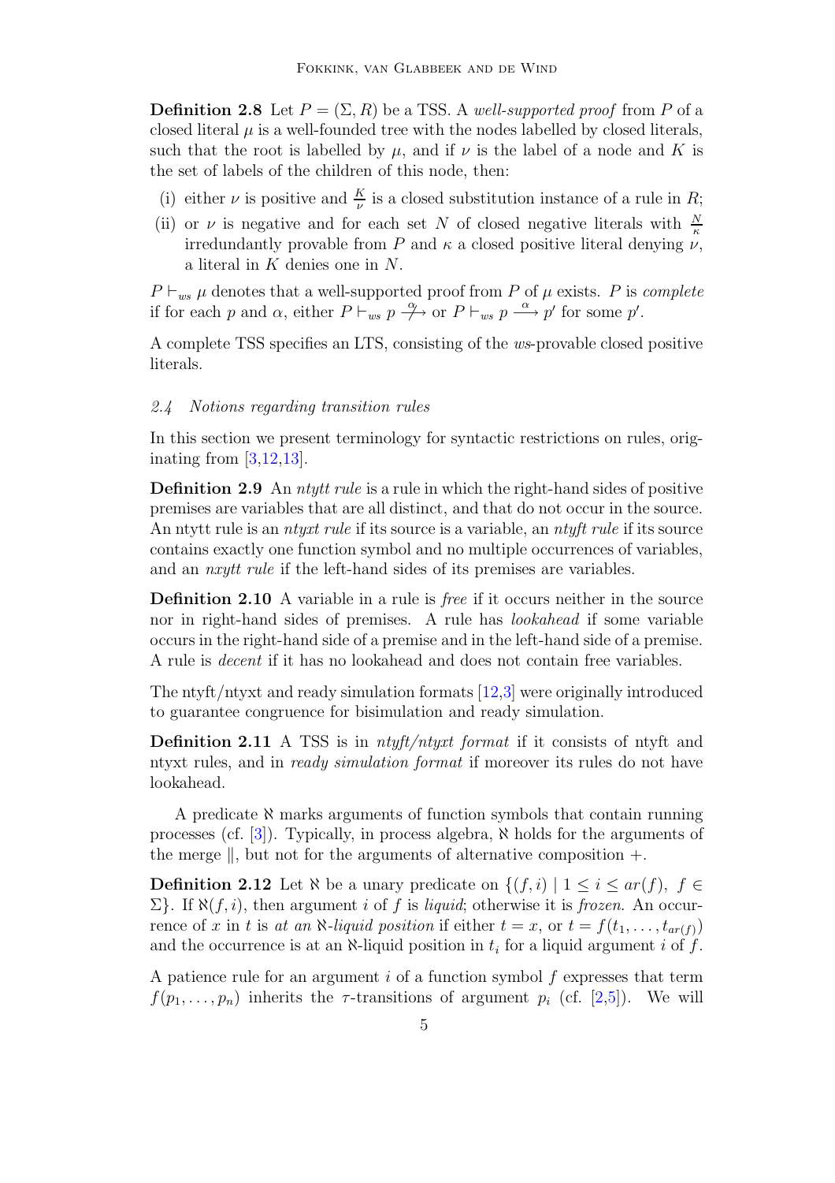**Definition 2.8** Let $P = (\Sigma, R)$ be a TSS. A *well-supported proof* from $P$ of a closed literal $\mu$ is a well-founded tree with the nodes labelled by closed literals, such that the root is labelled by $\mu$, and if $\nu$ is the label of a node and $K$ is the set of labels of the children of this node, then:

- (i) either $\nu$ is positive and $\frac{K}{\nu}$ is a closed substitution instance of a rule in $R$;
- (ii) or $\nu$ is negative and for each set $N$ of closed negative literals with $\frac{N}{\kappa}$ irredundantly provable from $P$ and $\kappa$ a closed positive literal denying $\nu$, a literal in $K$ denies one in $N$.

$P \vdash_{ws} \mu$ denotes that a well-supported proof from $P$ of $\mu$ exists. $P$ is *complete* if for each $p$ and $\alpha$, either $P \vdash_{ws} p \stackrel{\alpha}{\not\longrightarrow}$ or $P \vdash_{ws} p \stackrel{\alpha}{\longrightarrow} p'$ for some $p'$.

A complete TSS specifies an LTS, consisting of the *ws*-provable closed positive literals.

### 2.4 Notions regarding transition rules

In this section we present terminology for syntactic restrictions on rules, originating from [3,12,13].

**Definition 2.9** An *ntytt rule* is a rule in which the right-hand sides of positive premises are variables that are all distinct, and that do not occur in the source. An ntytt rule is an *ntyxt rule* if its source is a variable, an *ntyft rule* if its source contains exactly one function symbol and no multiple occurrences of variables, and an *nxytt rule* if the left-hand sides of its premises are variables.

**Definition 2.10** A variable in a rule is *free* if it occurs neither in the source nor in right-hand sides of premises. A rule has *lookahead* if some variable occurs in the right-hand side of a premise and in the left-hand side of a premise. A rule is *decent* if it has no lookahead and does not contain free variables.

The ntyft/ntyxt and ready simulation formats [12,3] were originally introduced to guarantee congruence for bisimulation and ready simulation.

**Definition 2.11** A TSS is in *ntyft/ntyxt format* if it consists of ntyft and ntyxt rules, and in *ready simulation format* if moreover its rules do not have lookahead.

A predicate $\aleph$ marks arguments of function symbols that contain running processes (cf. [3]). Typically, in process algebra, $\aleph$ holds for the arguments of the merge $\|$, but not for the arguments of alternative composition $+$.

**Definition 2.12** Let $\aleph$ be a unary predicate on $\{(f,i) \mid 1 \leq i \leq ar(f),\ f \in \Sigma\}$. If $\aleph(f,i)$, then argument $i$ of $f$ is *liquid*; otherwise it is *frozen*. An occurrence of $x$ in $t$ is *at an* $\aleph$*-liquid position* if either $t = x$, or $t = f(t_1, \ldots, t_{ar(f)})$ and the occurrence is at an $\aleph$-liquid position in $t_i$ for a liquid argument $i$ of $f$.

A patience rule for an argument $i$ of a function symbol $f$ expresses that term $f(p_1, \ldots, p_n)$ inherits the $\tau$-transitions of argument $p_i$ (cf. [2,5]). We will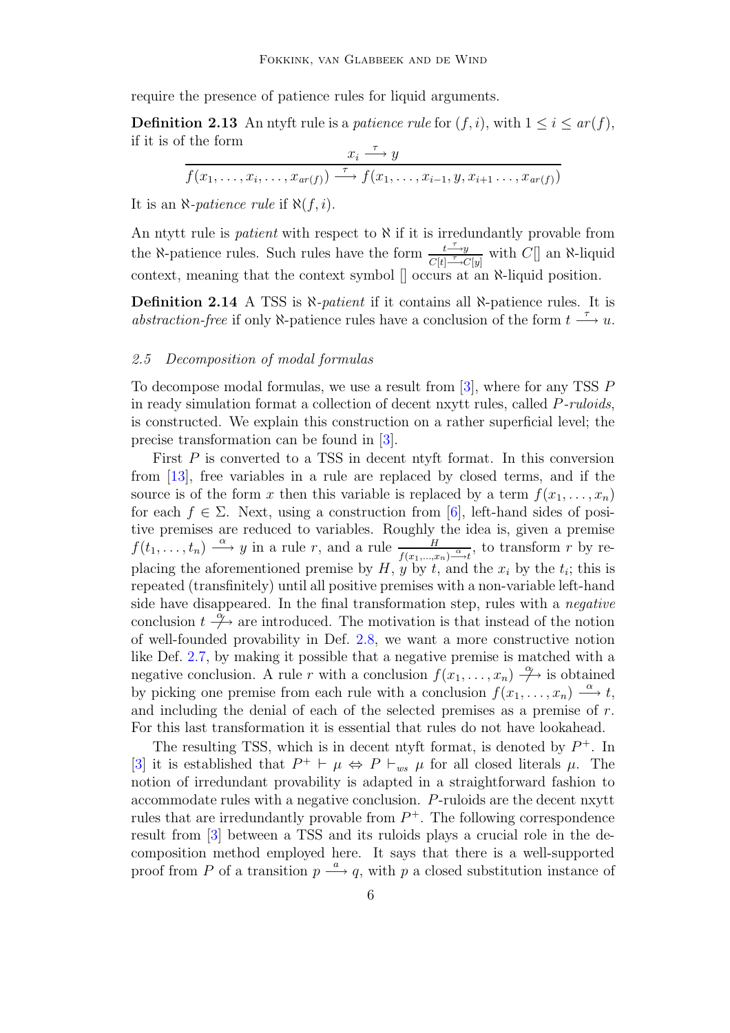require the presence of patience rules for liquid arguments.

**Definition 2.13** An ntyft rule is a *patience rule* for $(f, i)$, with $1 \leq i \leq ar(f)$, if it is of the form

$$\frac{x_i \xrightarrow{\tau} y}{f(x_1, \ldots, x_i, \ldots, x_{ar(f)}) \xrightarrow{\tau} f(x_1, \ldots, x_{i-1}, y, x_{i+1} \ldots, x_{ar(f)})}$$

It is an $\aleph$-*patience rule* if $\aleph(f, i)$.

An ntytt rule is *patient* with respect to $\aleph$ if it is irredundantly provable from the $\aleph$-patience rules. Such rules have the form $\frac{t \xrightarrow{\tau} y}{C[t] \xrightarrow{\tau} C[y]}$ with $C[]$ an $\aleph$-liquid context, meaning that the context symbol $[]$ occurs at an $\aleph$-liquid position.

**Definition 2.14** A TSS is $\aleph$-*patient* if it contains all $\aleph$-patience rules. It is *abstraction-free* if only $\aleph$-patience rules have a conclusion of the form $t \xrightarrow{\tau} u$.

### *2.5 Decomposition of modal formulas*

To decompose modal formulas, we use a result from [3], where for any TSS $P$ in ready simulation format a collection of decent nxytt rules, called $P$*-ruloids*, is constructed. We explain this construction on a rather superficial level; the precise transformation can be found in [3].

First $P$ is converted to a TSS in decent ntyft format. In this conversion from [13], free variables in a rule are replaced by closed terms, and if the source is of the form $x$ then this variable is replaced by a term $f(x_1, \ldots, x_n)$ for each $f \in \Sigma$. Next, using a construction from [6], left-hand sides of positive premises are reduced to variables. Roughly the idea is, given a premise $f(t_1, \ldots, t_n) \xrightarrow{\alpha} y$ in a rule $r$, and a rule $\frac{H}{f(x_1,\ldots,x_n) \xrightarrow{\alpha} t}$, to transform $r$ by replacing the aforementioned premise by $H$, $y$ by $t$, and the $x_i$ by the $t_i$; this is repeated (transfinitely) until all positive premises with a non-variable left-hand side have disappeared. In the final transformation step, rules with a *negative* conclusion $t \stackrel{\alpha}{\not\longrightarrow}$ are introduced. The motivation is that instead of the notion of well-founded provability in Def. 2.8, we want a more constructive notion like Def. 2.7, by making it possible that a negative premise is matched with a negative conclusion. A rule $r$ with a conclusion $f(x_1, \ldots, x_n) \stackrel{\alpha}{\not\longrightarrow}$ is obtained by picking one premise from each rule with a conclusion $f(x_1, \ldots, x_n) \xrightarrow{\alpha} t$, and including the denial of each of the selected premises as a premise of $r$. For this last transformation it is essential that rules do not have lookahead.

The resulting TSS, which is in decent ntyft format, is denoted by $P^+$. In [3] it is established that $P^+ \vdash \mu \Leftrightarrow P \vdash_{ws} \mu$ for all closed literals $\mu$. The notion of irredundant provability is adapted in a straightforward fashion to accommodate rules with a negative conclusion. $P$-ruloids are the decent nxytt rules that are irredundantly provable from $P^+$. The following correspondence result from [3] between a TSS and its ruloids plays a crucial role in the decomposition method employed here. It says that there is a well-supported proof from $P$ of a transition $p \xrightarrow{a} q$, with $p$ a closed substitution instance of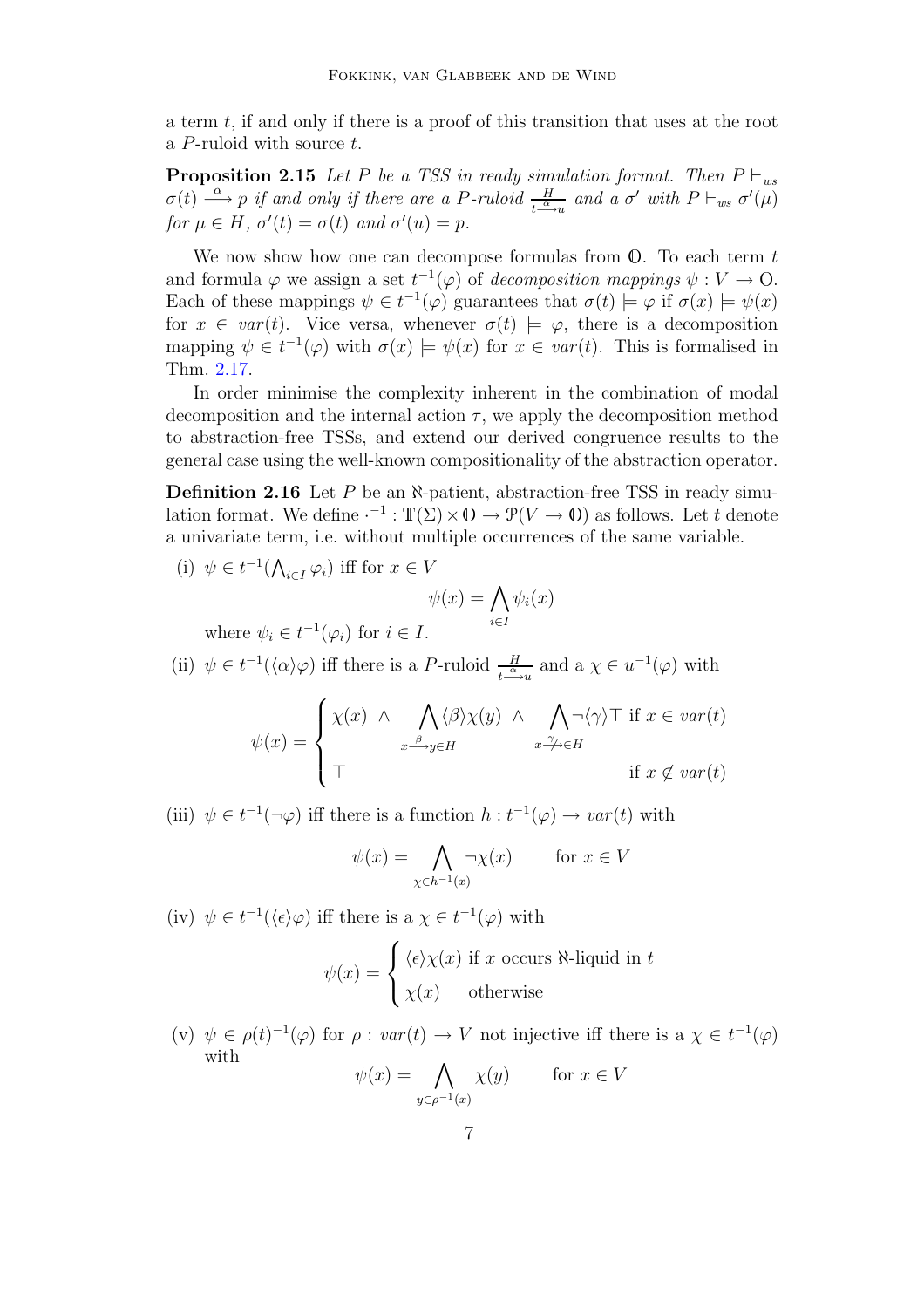a term $t$, if and only if there is a proof of this transition that uses at the root a $P$-ruloid with source $t$.

**Proposition 2.15** *Let $P$ be a TSS in ready simulation format. Then $P \vdash_{ws} \sigma(t) \xrightarrow{\alpha} p$ if and only if there are a $P$-ruloid $\frac{H}{t \xrightarrow{\alpha} u}$ and a $\sigma'$ with $P \vdash_{ws} \sigma'(\mu)$ for $\mu \in H$, $\sigma'(t) = \sigma(t)$ and $\sigma'(u) = p$.*

We now show how one can decompose formulas from $\mathbb{O}$. To each term $t$ and formula $\varphi$ we assign a set $t^{-1}(\varphi)$ of *decomposition mappings* $\psi : V \to \mathbb{O}$. Each of these mappings $\psi \in t^{-1}(\varphi)$ guarantees that $\sigma(t) \models \varphi$ if $\sigma(x) \models \psi(x)$ for $x \in var(t)$. Vice versa, whenever $\sigma(t) \models \varphi$, there is a decomposition mapping $\psi \in t^{-1}(\varphi)$ with $\sigma(x) \models \psi(x)$ for $x \in var(t)$. This is formalised in Thm. 2.17.

In order minimise the complexity inherent in the combination of modal decomposition and the internal action $\tau$, we apply the decomposition method to abstraction-free TSSs, and extend our derived congruence results to the general case using the well-known compositionality of the abstraction operator.

**Definition 2.16** Let $P$ be an $\aleph$-patient, abstraction-free TSS in ready simulation format. We define $\cdot^{-1} : \mathbb{T}(\Sigma) \times \mathbb{O} \to \mathcal{P}(V \to \mathbb{O})$ as follows. Let $t$ denote a univariate term, i.e. without multiple occurrences of the same variable.

(i) $\psi \in t^{-1}(\bigwedge_{i \in I} \varphi_i)$ iff for $x \in V$
$$\psi(x) = \bigwedge_{i \in I} \psi_i(x)$$
where $\psi_i \in t^{-1}(\varphi_i)$ for $i \in I$.

(ii) $\psi \in t^{-1}(\langle \alpha \rangle \varphi)$ iff there is a $P$-ruloid $\frac{H}{t \xrightarrow{\alpha} u}$ and a $\chi \in u^{-1}(\varphi)$ with
$$\psi(x) = \begin{cases} \chi(x) \ \wedge \displaystyle\bigwedge_{x \xrightarrow{\beta} y \in H} \langle \beta \rangle \chi(y) \ \wedge \displaystyle\bigwedge_{x \stackrel{\gamma}{\nrightarrow} \in H} \neg \langle \gamma \rangle \top & \text{if } x \in var(t) \\ \top & \text{if } x \notin var(t) \end{cases}$$

(iii) $\psi \in t^{-1}(\neg \varphi)$ iff there is a function $h : t^{-1}(\varphi) \to var(t)$ with
$$\psi(x) = \bigwedge_{\chi \in h^{-1}(x)} \neg \chi(x) \qquad \text{for } x \in V$$

(iv) $\psi \in t^{-1}(\langle \epsilon \rangle \varphi)$ iff there is a $\chi \in t^{-1}(\varphi)$ with
$$\psi(x) = \begin{cases} \langle \epsilon \rangle \chi(x) & \text{if } x \text{ occurs } \aleph\text{-liquid in } t \\ \chi(x) & \text{otherwise} \end{cases}$$

(v) $\psi \in \rho(t)^{-1}(\varphi)$ for $\rho : var(t) \to V$ not injective iff there is a $\chi \in t^{-1}(\varphi)$ with
$$\psi(x) = \bigwedge_{y \in \rho^{-1}(x)} \chi(y) \qquad \text{for } x \in V$$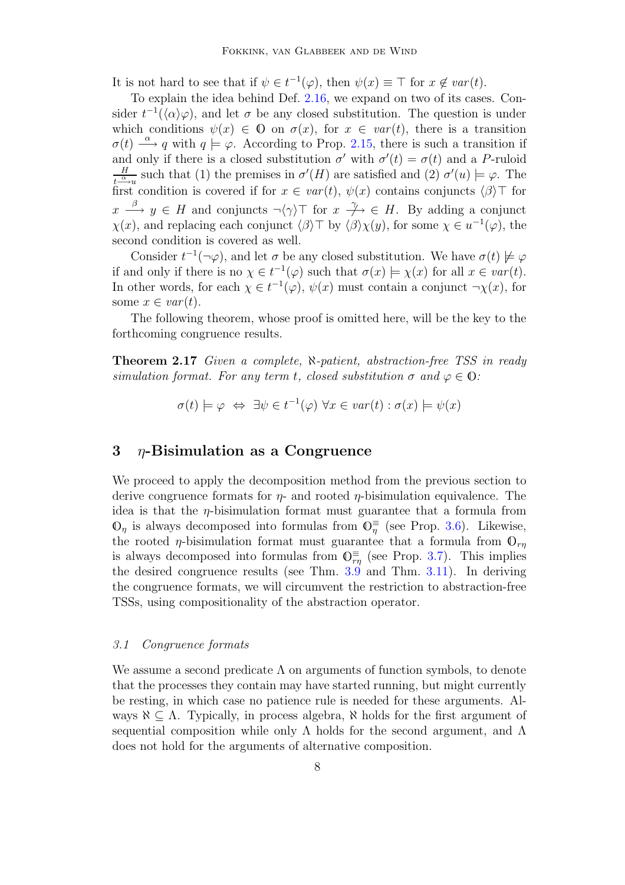It is not hard to see that if $\psi \in t^{-1}(\varphi)$, then $\psi(x) \equiv \top$ for $x \notin var(t)$.

To explain the idea behind Def. 2.16, we expand on two of its cases. Consider $t^{-1}(\langle\alpha\rangle\varphi)$, and let $\sigma$ be any closed substitution. The question is under which conditions $\psi(x) \in \mathbb{O}$ on $\sigma(x)$, for $x \in var(t)$, there is a transition $\sigma(t) \xrightarrow{\alpha} q$ with $q \models \varphi$. According to Prop. 2.15, there is such a transition if and only if there is a closed substitution $\sigma'$ with $\sigma'(t) = \sigma(t)$ and a $P$-ruloid $\frac{H}{t \xrightarrow{\alpha} u}$ such that (1) the premises in $\sigma'(H)$ are satisfied and (2) $\sigma'(u) \models \varphi$. The first condition is covered if for $x \in var(t)$, $\psi(x)$ contains conjuncts $\langle\beta\rangle\top$ for $x \xrightarrow{\beta} y \in H$ and conjuncts $\neg\langle\gamma\rangle\top$ for $x \stackrel{\gamma}{\not\longrightarrow} \in H$. By adding a conjunct $\chi(x)$, and replacing each conjunct $\langle\beta\rangle\top$ by $\langle\beta\rangle\chi(y)$, for some $\chi \in u^{-1}(\varphi)$, the second condition is covered as well.

Consider $t^{-1}(\neg\varphi)$, and let $\sigma$ be any closed substitution. We have $\sigma(t) \not\models \varphi$ if and only if there is no $\chi \in t^{-1}(\varphi)$ such that $\sigma(x) \models \chi(x)$ for all $x \in var(t)$. In other words, for each $\chi \in t^{-1}(\varphi)$, $\psi(x)$ must contain a conjunct $\neg\chi(x)$, for some $x \in var(t)$.

The following theorem, whose proof is omitted here, will be the key to the forthcoming congruence results.

**Theorem 2.17** *Given a complete, $\aleph$-patient, abstraction-free TSS in ready simulation format. For any term $t$, closed substitution $\sigma$ and $\varphi \in \mathbb{O}$:*

$$\sigma(t) \models \varphi \;\Leftrightarrow\; \exists \psi \in t^{-1}(\varphi)\ \forall x \in var(t) : \sigma(x) \models \psi(x)$$

## 3 $\eta$-Bisimulation as a Congruence

We proceed to apply the decomposition method from the previous section to derive congruence formats for $\eta$- and rooted $\eta$-bisimulation equivalence. The idea is that the $\eta$-bisimulation format must guarantee that a formula from $\mathbb{O}_\eta$ is always decomposed into formulas from $\mathbb{O}_\eta^\equiv$ (see Prop. 3.6). Likewise, the rooted $\eta$-bisimulation format must guarantee that a formula from $\mathbb{O}_{r\eta}$ is always decomposed into formulas from $\mathbb{O}_{r\eta}^\equiv$ (see Prop. 3.7). This implies the desired congruence results (see Thm. 3.9 and Thm. 3.11). In deriving the congruence formats, we will circumvent the restriction to abstraction-free TSSs, using compositionality of the abstraction operator.

### *3.1 Congruence formats*

We assume a second predicate $\Lambda$ on arguments of function symbols, to denote that the processes they contain may have started running, but might currently be resting, in which case no patience rule is needed for these arguments. Always $\aleph \subseteq \Lambda$. Typically, in process algebra, $\aleph$ holds for the first argument of sequential composition while only $\Lambda$ holds for the second argument, and $\Lambda$ does not hold for the arguments of alternative composition.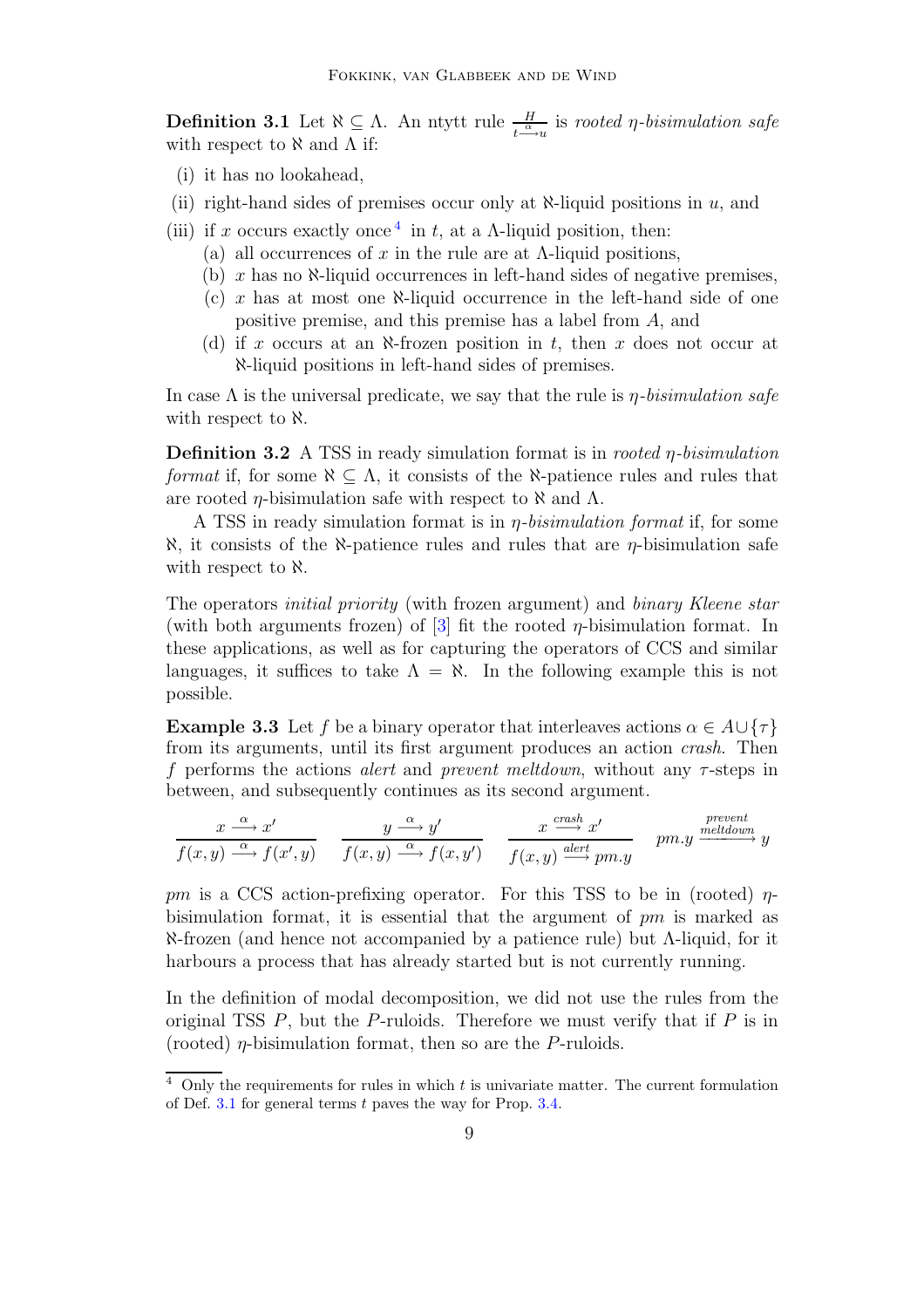**Definition 3.1** Let $\aleph \subseteq \Lambda$. An ntytt rule $\frac{H}{t \xrightarrow{\alpha} u}$ is *rooted $\eta$-bisimulation safe* with respect to $\aleph$ and $\Lambda$ if:

(i) it has no lookahead,

(ii) right-hand sides of premises occur only at $\aleph$-liquid positions in $u$, and

(iii) if $x$ occurs exactly once [4] in $t$, at a $\Lambda$-liquid position, then:

  (a) all occurrences of $x$ in the rule are at $\Lambda$-liquid positions,

  (b) $x$ has no $\aleph$-liquid occurrences in left-hand sides of negative premises,

  (c) $x$ has at most one $\aleph$-liquid occurrence in the left-hand side of one positive premise, and this premise has a label from $A$, and

  (d) if $x$ occurs at an $\aleph$-frozen position in $t$, then $x$ does not occur at $\aleph$-liquid positions in left-hand sides of premises.

In case $\Lambda$ is the universal predicate, we say that the rule is *$\eta$-bisimulation safe* with respect to $\aleph$.

**Definition 3.2** A TSS in ready simulation format is in *rooted $\eta$-bisimulation format* if, for some $\aleph \subseteq \Lambda$, it consists of the $\aleph$-patience rules and rules that are rooted $\eta$-bisimulation safe with respect to $\aleph$ and $\Lambda$.

A TSS in ready simulation format is in *$\eta$-bisimulation format* if, for some $\aleph$, it consists of the $\aleph$-patience rules and rules that are $\eta$-bisimulation safe with respect to $\aleph$.

The operators *initial priority* (with frozen argument) and *binary Kleene star* (with both arguments frozen) of [3] fit the rooted $\eta$-bisimulation format. In these applications, as well as for capturing the operators of CCS and similar languages, it suffices to take $\Lambda = \aleph$. In the following example this is not possible.

**Example 3.3** Let $f$ be a binary operator that interleaves actions $\alpha \in A \cup \{\tau\}$ from its arguments, until its first argument produces an action *crash*. Then $f$ performs the actions *alert* and *prevent meltdown*, without any $\tau$-steps in between, and subsequently continues as its second argument.

$$\frac{x \xrightarrow{\alpha} x'}{f(x,y) \xrightarrow{\alpha} f(x',y)} \qquad \frac{y \xrightarrow{\alpha} y'}{f(x,y) \xrightarrow{\alpha} f(x,y')} \qquad \frac{x \xrightarrow{crash} x'}{f(x,y) \xrightarrow{alert} pm.y} \qquad pm.y \xrightarrow{\substack{prevent\\ meltdown}} y$$

$pm$ is a CCS action-prefixing operator. For this TSS to be in (rooted) $\eta$-bisimulation format, it is essential that the argument of $pm$ is marked as $\aleph$-frozen (and hence not accompanied by a patience rule) but $\Lambda$-liquid, for it harbours a process that has already started but is not currently running.

In the definition of modal decomposition, we did not use the rules from the original TSS $P$, but the $P$-ruloids. Therefore we must verify that if $P$ is in (rooted) $\eta$-bisimulation format, then so are the $P$-ruloids.

[4] Only the requirements for rules in which $t$ is univariate matter. The current formulation of Def. 3.1 for general terms $t$ paves the way for Prop. 3.4.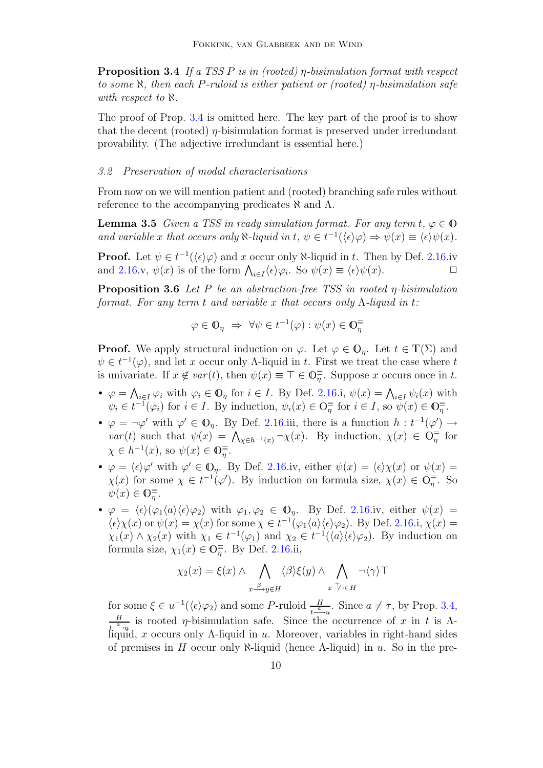**Proposition 3.4** *If a TSS $P$ is in (rooted) $\eta$-bisimulation format with respect to some $\aleph$, then each $P$-ruloid is either patient or (rooted) $\eta$-bisimulation safe with respect to $\aleph$.*

The proof of Prop. 3.4 is omitted here. The key part of the proof is to show that the decent (rooted) $\eta$-bisimulation format is preserved under irredundant provability. (The adjective irredundant is essential here.)

### *3.2 Preservation of modal characterisations*

From now on we will mention patient and (rooted) branching safe rules without reference to the accompanying predicates $\aleph$ and $\Lambda$.

**Lemma 3.5** *Given a TSS in ready simulation format. For any term $t$, $\varphi \in \mathbb{O}$ and variable $x$ that occurs only $\aleph$-liquid in $t$, $\psi \in t^{-1}(\langle\epsilon\rangle\varphi) \Rightarrow \psi(x) \equiv \langle\epsilon\rangle\psi(x)$.*

**Proof.** Let $\psi \in t^{-1}(\langle\epsilon\rangle\varphi)$ and $x$ occur only $\aleph$-liquid in $t$. Then by Def. 2.16.iv and 2.16.v, $\psi(x)$ is of the form $\bigwedge_{i\in I}\langle\epsilon\rangle\varphi_i$. So $\psi(x) \equiv \langle\epsilon\rangle\psi(x)$. □

**Proposition 3.6** *Let $P$ be an abstraction-free TSS in rooted $\eta$-bisimulation format. For any term $t$ and variable $x$ that occurs only $\Lambda$-liquid in $t$:*

$$\varphi \in \mathbb{O}_\eta \;\Rightarrow\; \forall \psi \in t^{-1}(\varphi) : \psi(x) \in \mathbb{O}_\eta^{\equiv}$$

**Proof.** We apply structural induction on $\varphi$. Let $\varphi \in \mathbb{O}_\eta$. Let $t \in \mathbb{T}(\Sigma)$ and $\psi \in t^{-1}(\varphi)$, and let $x$ occur only $\Lambda$-liquid in $t$. First we treat the case where $t$ is univariate. If $x \notin var(t)$, then $\psi(x) \equiv \top \in \mathbb{O}_\eta^{\equiv}$. Suppose $x$ occurs once in $t$.

- $\varphi = \bigwedge_{i\in I}\varphi_i$ with $\varphi_i \in \mathbb{O}_\eta$ for $i \in I$. By Def. 2.16.i, $\psi(x) = \bigwedge_{i\in I}\psi_i(x)$ with $\psi_i \in t^{-1}(\varphi_i)$ for $i \in I$. By induction, $\psi_i(x) \in \mathbb{O}_\eta^{\equiv}$ for $i \in I$, so $\psi(x) \in \mathbb{O}_\eta^{\equiv}$.
- $\varphi = \neg\varphi'$ with $\varphi' \in \mathbb{O}_\eta$. By Def. 2.16.iii, there is a function $h : t^{-1}(\varphi') \to var(t)$ such that $\psi(x) = \bigwedge_{\chi\in h^{-1}(x)}\neg\chi(x)$. By induction, $\chi(x) \in \mathbb{O}_\eta^{\equiv}$ for $\chi \in h^{-1}(x)$, so $\psi(x) \in \mathbb{O}_\eta^{\equiv}$.
- $\varphi = \langle\epsilon\rangle\varphi'$ with $\varphi' \in \mathbb{O}_\eta$. By Def. 2.16.iv, either $\psi(x) = \langle\epsilon\rangle\chi(x)$ or $\psi(x) = \chi(x)$ for some $\chi \in t^{-1}(\varphi')$. By induction on formula size, $\chi(x) \in \mathbb{O}_\eta^{\equiv}$. So $\psi(x) \in \mathbb{O}_\eta^{\equiv}$.
- $\varphi = \langle\epsilon\rangle(\varphi_1\langle a\rangle\langle\epsilon\rangle\varphi_2)$ with $\varphi_1, \varphi_2 \in \mathbb{O}_\eta$. By Def. 2.16.iv, either $\psi(x) = \langle\epsilon\rangle\chi(x)$ or $\psi(x) = \chi(x)$ for some $\chi \in t^{-1}(\varphi_1\langle a\rangle\langle\epsilon\rangle\varphi_2)$. By Def. 2.16.i, $\chi(x) = \chi_1(x) \wedge \chi_2(x)$ with $\chi_1 \in t^{-1}(\varphi_1)$ and $\chi_2 \in t^{-1}(\langle a\rangle\langle\epsilon\rangle\varphi_2)$. By induction on formula size, $\chi_1(x) \in \mathbb{O}_\eta^{\equiv}$. By Def. 2.16.ii,

$$\chi_2(x) = \xi(x) \wedge \bigwedge_{x\xrightarrow{\beta}y\in H}\langle\beta\rangle\xi(y) \wedge \bigwedge_{x\stackrel{\gamma}{\nrightarrow}\in H}\neg\langle\gamma\rangle\top$$

for some $\xi \in u^{-1}(\langle\epsilon\rangle\varphi_2)$ and some $P$-ruloid $\frac{H}{t\xrightarrow{a}u}$. Since $a \neq \tau$, by Prop. 3.4, $\frac{H}{t\xrightarrow{a}u}$ is rooted $\eta$-bisimulation safe. Since the occurrence of $x$ in $t$ is $\Lambda$-liquid, $x$ occurs only $\Lambda$-liquid in $u$. Moreover, variables in right-hand sides of premises in $H$ occur only $\aleph$-liquid (hence $\Lambda$-liquid) in $u$. So in the pre-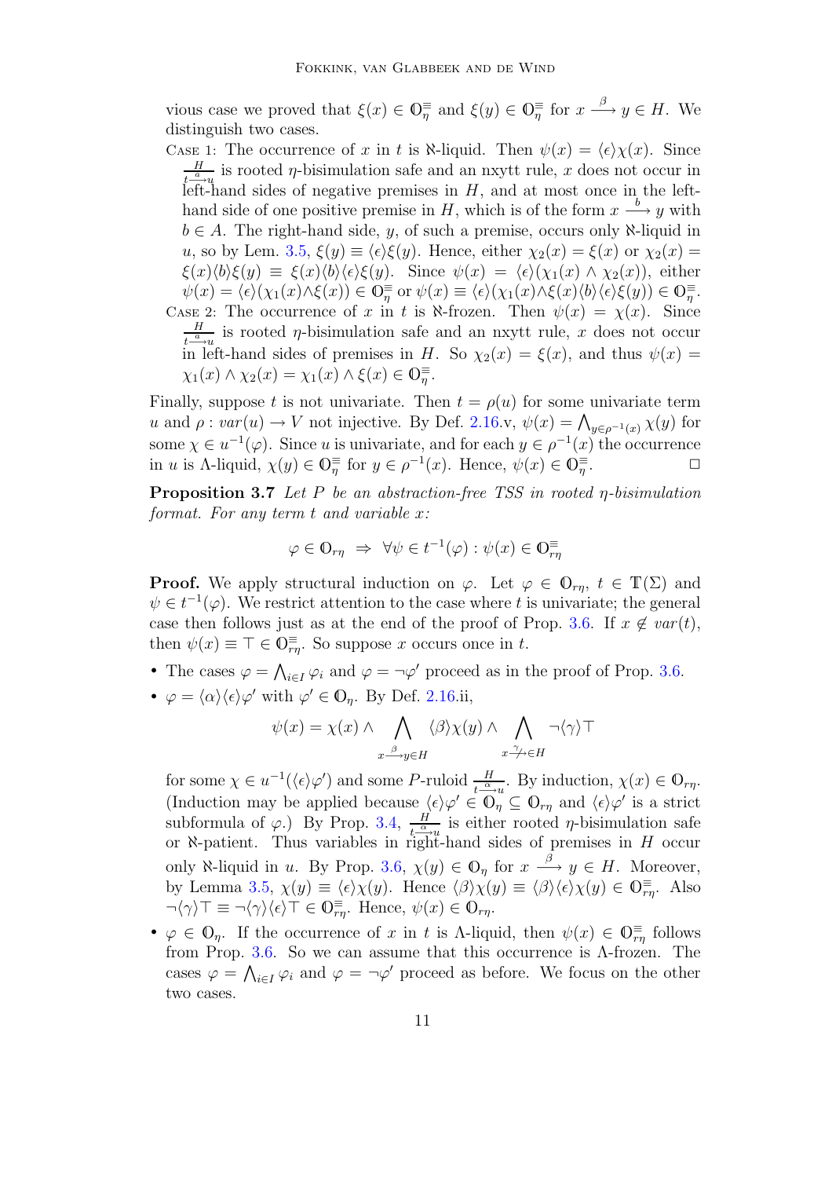vious case we proved that $\xi(x) \in \mathbb{O}_\eta^{\equiv}$ and $\xi(y) \in \mathbb{O}_\eta^{\equiv}$ for $x \xrightarrow{\beta} y \in H$. We distinguish two cases.

Case 1: The occurrence of $x$ in $t$ is $\aleph$-liquid. Then $\psi(x) = \langle\epsilon\rangle\chi(x)$. Since $\frac{H}{t \xrightarrow{a} u}$ is rooted $\eta$-bisimulation safe and an nxytt rule, $x$ does not occur in left-hand sides of negative premises in $H$, and at most once in the left-hand side of one positive premise in $H$, which is of the form $x \xrightarrow{b} y$ with $b \in A$. The right-hand side, $y$, of such a premise, occurs only $\aleph$-liquid in $u$, so by Lem. 3.5, $\xi(y) \equiv \langle\epsilon\rangle\xi(y)$. Hence, either $\chi_2(x) = \xi(x)$ or $\chi_2(x) = \xi(x)\langle b\rangle\xi(y) \equiv \xi(x)\langle b\rangle\langle\epsilon\rangle\xi(y)$. Since $\psi(x) = \langle\epsilon\rangle(\chi_1(x) \wedge \chi_2(x))$, either $\psi(x) = \langle\epsilon\rangle(\chi_1(x)\wedge\xi(x)) \in \mathbb{O}_\eta^{\equiv}$ or $\psi(x) \equiv \langle\epsilon\rangle(\chi_1(x)\wedge\xi(x)\langle b\rangle\langle\epsilon\rangle\xi(y)) \in \mathbb{O}_\eta^{\equiv}$.

Case 2: The occurrence of $x$ in $t$ is $\aleph$-frozen. Then $\psi(x) = \chi(x)$. Since $\frac{H}{t \xrightarrow{a} u}$ is rooted $\eta$-bisimulation safe and an nxytt rule, $x$ does not occur in left-hand sides of premises in $H$. So $\chi_2(x) = \xi(x)$, and thus $\psi(x) = \chi_1(x) \wedge \chi_2(x) = \chi_1(x) \wedge \xi(x) \in \mathbb{O}_\eta^{\equiv}$.

Finally, suppose $t$ is not univariate. Then $t = \rho(u)$ for some univariate term $u$ and $\rho : var(u) \to V$ not injective. By Def. 2.16.v, $\psi(x) = \bigwedge_{y\in\rho^{-1}(x)} \chi(y)$ for some $\chi \in u^{-1}(\varphi)$. Since $u$ is univariate, and for each $y \in \rho^{-1}(x)$ the occurrence in $u$ is $\Lambda$-liquid, $\chi(y) \in \mathbb{O}_\eta^{\equiv}$ for $y \in \rho^{-1}(x)$. Hence, $\psi(x) \in \mathbb{O}_\eta^{\equiv}$. □

**Proposition 3.7** *Let $P$ be an abstraction-free TSS in rooted $\eta$-bisimulation format. For any term $t$ and variable $x$:*

$$\varphi \in \mathbb{O}_{r\eta} \;\Rightarrow\; \forall\psi \in t^{-1}(\varphi) : \psi(x) \in \mathbb{O}_{r\eta}^{\equiv}$$

**Proof.** We apply structural induction on $\varphi$. Let $\varphi \in \mathbb{O}_{r\eta}$, $t \in \mathbb{T}(\Sigma)$ and $\psi \in t^{-1}(\varphi)$. We restrict attention to the case where $t$ is univariate; the general case then follows just as at the end of the proof of Prop. 3.6. If $x \notin var(t)$, then $\psi(x) \equiv \top \in \mathbb{O}_{r\eta}^{\equiv}$. So suppose $x$ occurs once in $t$.

- The cases $\varphi = \bigwedge_{i\in I}\varphi_i$ and $\varphi = \neg\varphi'$ proceed as in the proof of Prop. 3.6.
- $\varphi = \langle\alpha\rangle\langle\epsilon\rangle\varphi'$ with $\varphi' \in \mathbb{O}_\eta$. By Def. 2.16.ii,
$$\psi(x) = \chi(x) \wedge \bigwedge_{x \xrightarrow{\beta} y \in H} \langle\beta\rangle\chi(y) \wedge \bigwedge_{x \stackrel{\gamma}{\nrightarrow} \in H} \neg\langle\gamma\rangle\top$$
for some $\chi \in u^{-1}(\langle\epsilon\rangle\varphi')$ and some $P$-ruloid $\frac{H}{t \xrightarrow{\alpha} u}$. By induction, $\chi(x) \in \mathbb{O}_{r\eta}$. (Induction may be applied because $\langle\epsilon\rangle\varphi' \in \mathbb{O}_\eta \subseteq \mathbb{O}_{r\eta}$ and $\langle\epsilon\rangle\varphi'$ is a strict subformula of $\varphi$.) By Prop. 3.4, $\frac{H}{t \xrightarrow{\alpha} u}$ is either rooted $\eta$-bisimulation safe or $\aleph$-patient. Thus variables in right-hand sides of premises in $H$ occur only $\aleph$-liquid in $u$. By Prop. 3.6, $\chi(y) \in \mathbb{O}_\eta$ for $x \xrightarrow{\beta} y \in H$. Moreover, by Lemma 3.5, $\chi(y) \equiv \langle\epsilon\rangle\chi(y)$. Hence $\langle\beta\rangle\chi(y) \equiv \langle\beta\rangle\langle\epsilon\rangle\chi(y) \in \mathbb{O}_{r\eta}^{\equiv}$. Also $\neg\langle\gamma\rangle\top \equiv \neg\langle\gamma\rangle\langle\epsilon\rangle\top \in \mathbb{O}_{r\eta}^{\equiv}$. Hence, $\psi(x) \in \mathbb{O}_{r\eta}$.
- $\varphi \in \mathbb{O}_\eta$. If the occurrence of $x$ in $t$ is $\Lambda$-liquid, then $\psi(x) \in \mathbb{O}_{r\eta}^{\equiv}$ follows from Prop. 3.6. So we can assume that this occurrence is $\Lambda$-frozen. The cases $\varphi = \bigwedge_{i\in I}\varphi_i$ and $\varphi = \neg\varphi'$ proceed as before. We focus on the other two cases.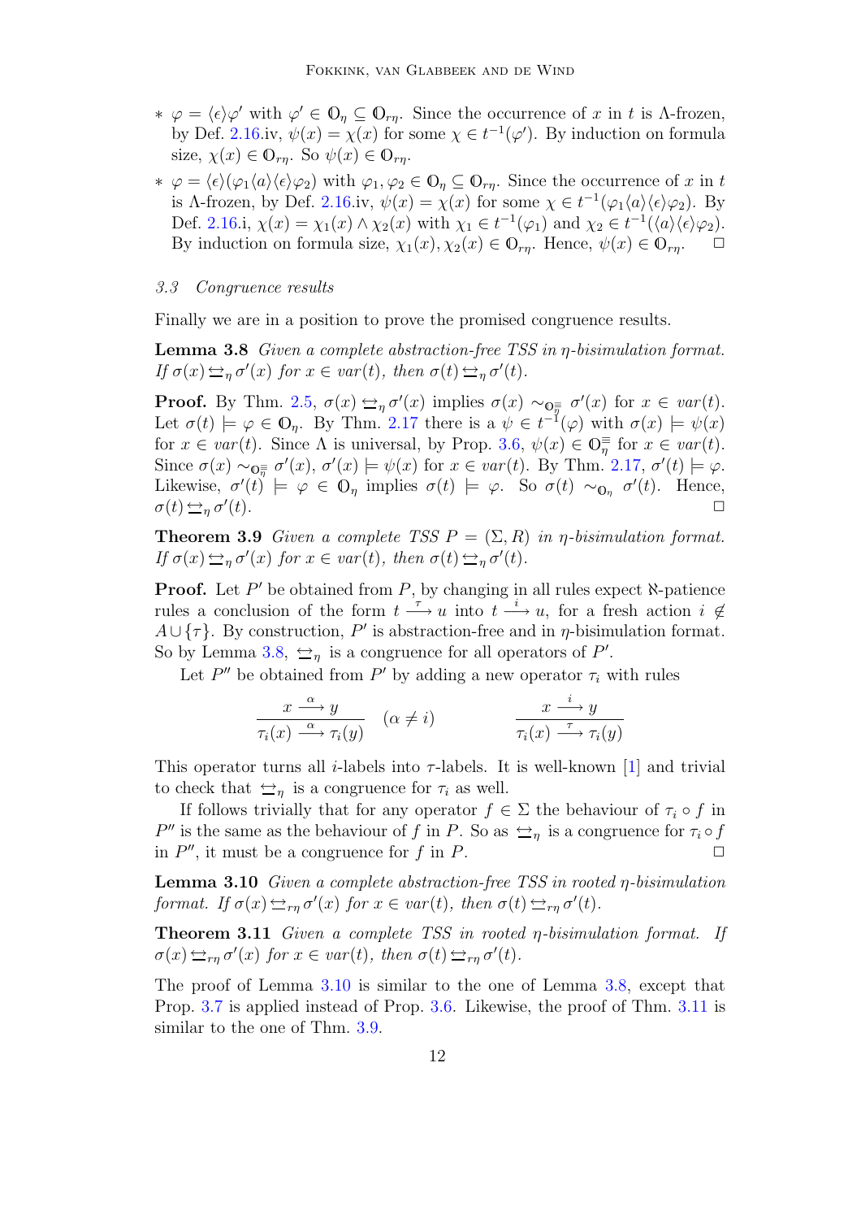* $\varphi = \langle\epsilon\rangle\varphi'$ with $\varphi' \in \mathbb{O}_\eta \subseteq \mathbb{O}_{r\eta}$. Since the occurrence of $x$ in $t$ is $\Lambda$-frozen, by Def. 2.16.iv, $\psi(x) = \chi(x)$ for some $\chi \in t^{-1}(\varphi')$. By induction on formula size, $\chi(x) \in \mathbb{O}_{r\eta}$. So $\psi(x) \in \mathbb{O}_{r\eta}$.
* $\varphi = \langle\epsilon\rangle(\varphi_1\langle a\rangle\langle\epsilon\rangle\varphi_2)$ with $\varphi_1, \varphi_2 \in \mathbb{O}_\eta \subseteq \mathbb{O}_{r\eta}$. Since the occurrence of $x$ in $t$ is $\Lambda$-frozen, by Def. 2.16.iv, $\psi(x) = \chi(x)$ for some $\chi \in t^{-1}(\varphi_1\langle a\rangle\langle\epsilon\rangle\varphi_2)$. By Def. 2.16.i, $\chi(x) = \chi_1(x) \wedge \chi_2(x)$ with $\chi_1 \in t^{-1}(\varphi_1)$ and $\chi_2 \in t^{-1}(\langle a\rangle\langle\epsilon\rangle\varphi_2)$. By induction on formula size, $\chi_1(x), \chi_2(x) \in \mathbb{O}_{r\eta}$. Hence, $\psi(x) \in \mathbb{O}_{r\eta}$. □

### 3.3 Congruence results

Finally we are in a position to prove the promised congruence results.

**Lemma 3.8** *Given a complete abstraction-free TSS in $\eta$-bisimulation format. If $\sigma(x) \leftrightarrows_\eta \sigma'(x)$ for $x \in var(t)$, then $\sigma(t) \leftrightarrows_\eta \sigma'(t)$.*

**Proof.** By Thm. 2.5, $\sigma(x) \leftrightarrows_\eta \sigma'(x)$ implies $\sigma(x) \sim_{\mathbb{O}_\eta^\equiv} \sigma'(x)$ for $x \in var(t)$. Let $\sigma(t) \models \varphi \in \mathbb{O}_\eta$. By Thm. 2.17 there is a $\psi \in t^{-1}(\varphi)$ with $\sigma(x) \models \psi(x)$ for $x \in var(t)$. Since $\Lambda$ is universal, by Prop. 3.6, $\psi(x) \in \mathbb{O}_\eta^\equiv$ for $x \in var(t)$. Since $\sigma(x) \sim_{\mathbb{O}_\eta^\equiv} \sigma'(x)$, $\sigma'(x) \models \psi(x)$ for $x \in var(t)$. By Thm. 2.17, $\sigma'(t) \models \varphi$. Likewise, $\sigma'(t) \models \varphi \in \mathbb{O}_\eta$ implies $\sigma(t) \models \varphi$. So $\sigma(t) \sim_{\mathbb{O}_\eta} \sigma'(t)$. Hence, $\sigma(t) \leftrightarrows_\eta \sigma'(t)$. □

**Theorem 3.9** *Given a complete TSS $P = (\Sigma, R)$ in $\eta$-bisimulation format. If $\sigma(x) \leftrightarrows_\eta \sigma'(x)$ for $x \in var(t)$, then $\sigma(t) \leftrightarrows_\eta \sigma'(t)$.*

**Proof.** Let $P'$ be obtained from $P$, by changing in all rules expect $\aleph$-patience rules a conclusion of the form $t \xrightarrow{\tau} u$ into $t \xrightarrow{i} u$, for a fresh action $i \notin A \cup \{\tau\}$. By construction, $P'$ is abstraction-free and in $\eta$-bisimulation format. So by Lemma 3.8, $\leftrightarrows_\eta$ is a congruence for all operators of $P'$.

Let $P''$ be obtained from $P'$ by adding a new operator $\tau_i$ with rules

$$\frac{x \xrightarrow{\alpha} y}{\tau_i(x) \xrightarrow{\alpha} \tau_i(y)} \quad (\alpha \neq i) \qquad\qquad \frac{x \xrightarrow{i} y}{\tau_i(x) \xrightarrow{\tau} \tau_i(y)}$$

This operator turns all $i$-labels into $\tau$-labels. It is well-known [1] and trivial to check that $\leftrightarrows_\eta$ is a congruence for $\tau_i$ as well.

If follows trivially that for any operator $f \in \Sigma$ the behaviour of $\tau_i \circ f$ in $P''$ is the same as the behaviour of $f$ in $P$. So as $\leftrightarrows_\eta$ is a congruence for $\tau_i \circ f$ in $P''$, it must be a congruence for $f$ in $P$. □

**Lemma 3.10** *Given a complete abstraction-free TSS in rooted $\eta$-bisimulation format. If $\sigma(x) \leftrightarrows_{r\eta} \sigma'(x)$ for $x \in var(t)$, then $\sigma(t) \leftrightarrows_{r\eta} \sigma'(t)$.*

**Theorem 3.11** *Given a complete TSS in rooted $\eta$-bisimulation format. If $\sigma(x) \leftrightarrows_{r\eta} \sigma'(x)$ for $x \in var(t)$, then $\sigma(t) \leftrightarrows_{r\eta} \sigma'(t)$.*

The proof of Lemma 3.10 is similar to the one of Lemma 3.8, except that Prop. 3.7 is applied instead of Prop. 3.6. Likewise, the proof of Thm. 3.11 is similar to the one of Thm. 3.9.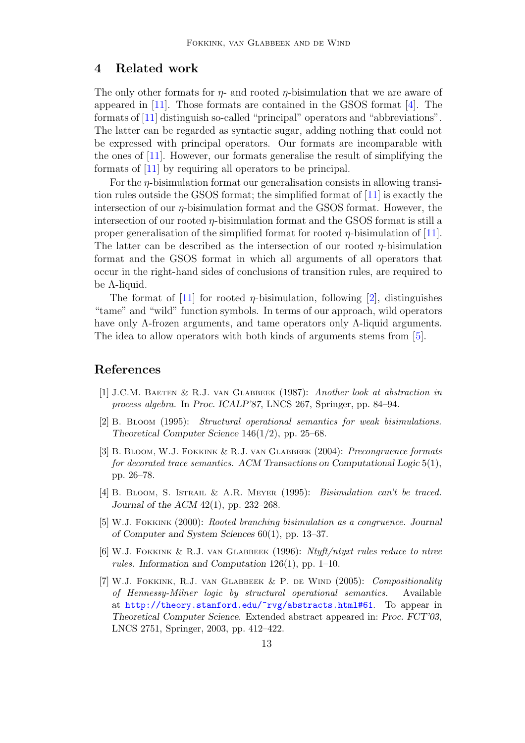## 4 Related work

The only other formats for $\eta$- and rooted $\eta$-bisimulation that we are aware of appeared in [11]. Those formats are contained in the GSOS format [4]. The formats of [11] distinguish so-called "principal" operators and "abbreviations". The latter can be regarded as syntactic sugar, adding nothing that could not be expressed with principal operators. Our formats are incomparable with the ones of [11]. However, our formats generalise the result of simplifying the formats of [11] by requiring all operators to be principal.

For the $\eta$-bisimulation format our generalisation consists in allowing transition rules outside the GSOS format; the simplified format of [11] is exactly the intersection of our $\eta$-bisimulation format and the GSOS format. However, the intersection of our rooted $\eta$-bisimulation format and the GSOS format is still a proper generalisation of the simplified format for rooted $\eta$-bisimulation of [11]. The latter can be described as the intersection of our rooted $\eta$-bisimulation format and the GSOS format in which all arguments of all operators that occur in the right-hand sides of conclusions of transition rules, are required to be $\Lambda$-liquid.

The format of [11] for rooted $\eta$-bisimulation, following [2], distinguishes "tame" and "wild" function symbols. In terms of our approach, wild operators have only $\Lambda$-frozen arguments, and tame operators only $\Lambda$-liquid arguments. The idea to allow operators with both kinds of arguments stems from [5].

## References

[1] J.C.M. Baeten & R.J. van Glabbeek (1987): *Another look at abstraction in process algebra*. In *Proc. ICALP'87*, LNCS 267, Springer, pp. 84–94.

[2] B. Bloom (1995): *Structural operational semantics for weak bisimulations*. *Theoretical Computer Science* 146(1/2), pp. 25–68.

[3] B. Bloom, W.J. Fokkink & R.J. van Glabbeek (2004): *Precongruence formats for decorated trace semantics*. *ACM Transactions on Computational Logic* 5(1), pp. 26–78.

[4] B. Bloom, S. Istrail & A.R. Meyer (1995): *Bisimulation can't be traced*. *Journal of the ACM* 42(1), pp. 232–268.

[5] W.J. Fokkink (2000): *Rooted branching bisimulation as a congruence*. *Journal of Computer and System Sciences* 60(1), pp. 13–37.

[6] W.J. Fokkink & R.J. van Glabbeek (1996): *Ntyft/ntyxt rules reduce to ntree rules*. *Information and Computation* 126(1), pp. 1–10.

[7] W.J. Fokkink, R.J. van Glabbeek & P. de Wind (2005): *Compositionality of Hennessy-Milner logic by structural operational semantics*. Available at http://theory.stanford.edu/~rvg/abstracts.html#61. To appear in *Theoretical Computer Science*. Extended abstract appeared in: *Proc. FCT'03*, LNCS 2751, Springer, 2003, pp. 412–422.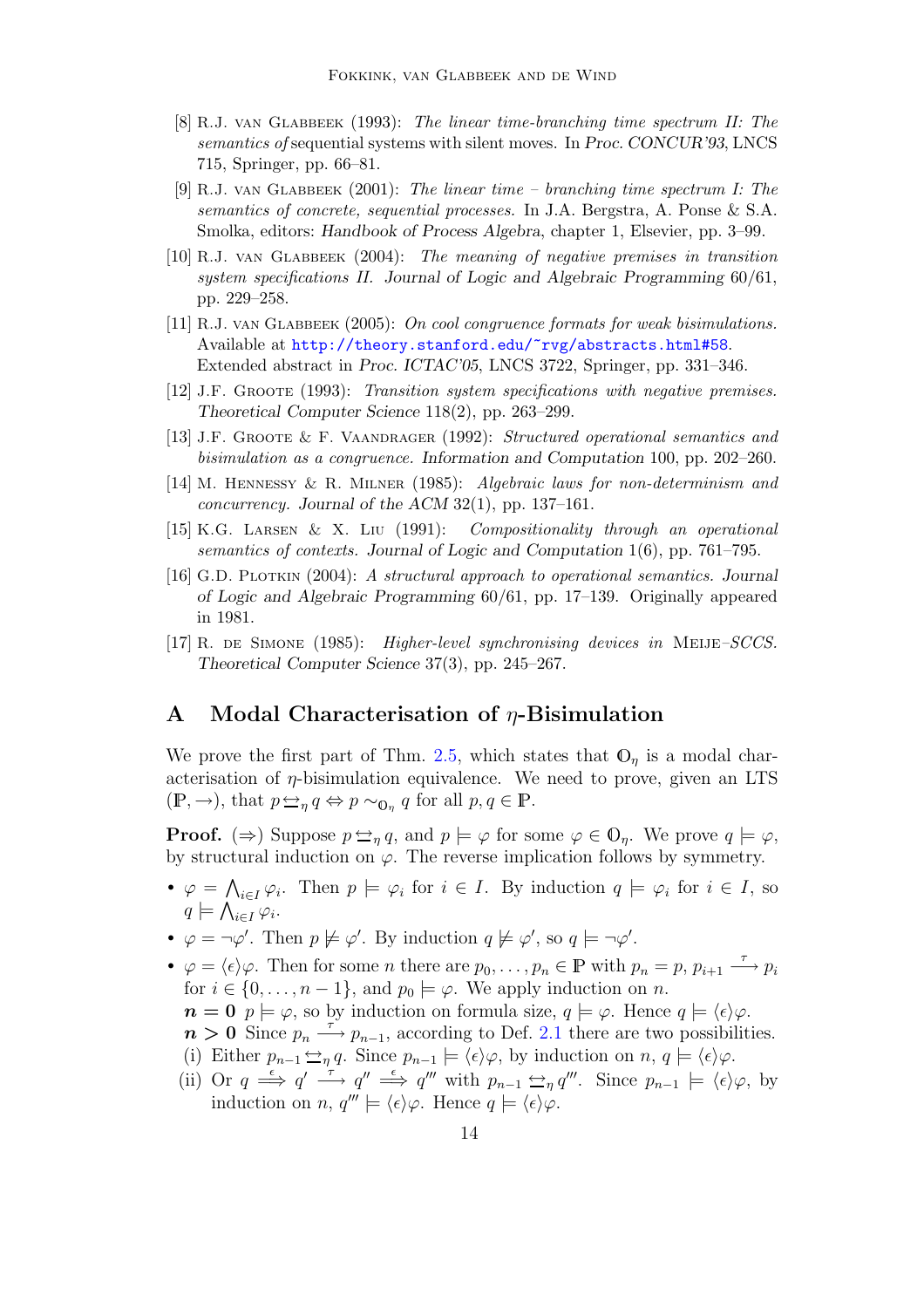[8] R.J. van Glabbeek (1993): *The linear time-branching time spectrum II: The semantics of sequential systems with silent moves.* In *Proc. CONCUR'93*, LNCS 715, Springer, pp. 66–81.

[9] R.J. van Glabbeek (2001): *The linear time – branching time spectrum I: The semantics of concrete, sequential processes.* In J.A. Bergstra, A. Ponse & S.A. Smolka, editors: *Handbook of Process Algebra*, chapter 1, Elsevier, pp. 3–99.

[10] R.J. van Glabbeek (2004): *The meaning of negative premises in transition system specifications II. Journal of Logic and Algebraic Programming* 60/61, pp. 229–258.

[11] R.J. van Glabbeek (2005): *On cool congruence formats for weak bisimulations.* Available at http://theory.stanford.edu/~rvg/abstracts.html#58. Extended abstract in *Proc. ICTAC'05*, LNCS 3722, Springer, pp. 331–346.

[12] J.F. Groote (1993): *Transition system specifications with negative premises. Theoretical Computer Science* 118(2), pp. 263–299.

[13] J.F. Groote & F. Vaandrager (1992): *Structured operational semantics and bisimulation as a congruence. Information and Computation* 100, pp. 202–260.

[14] M. Hennessy & R. Milner (1985): *Algebraic laws for non-determinism and concurrency. Journal of the ACM* 32(1), pp. 137–161.

[15] K.G. Larsen & X. Liu (1991): *Compositionality through an operational semantics of contexts. Journal of Logic and Computation* 1(6), pp. 761–795.

[16] G.D. Plotkin (2004): *A structural approach to operational semantics. Journal of Logic and Algebraic Programming* 60/61, pp. 17–139. Originally appeared in 1981.

[17] R. de Simone (1985): *Higher-level synchronising devices in* Meije–*SCCS. Theoretical Computer Science* 37(3), pp. 245–267.

# A Modal Characterisation of $\eta$-Bisimulation

We prove the first part of Thm. 2.5, which states that $\mathbb{O}_\eta$ is a modal characterisation of $\eta$-bisimulation equivalence. We need to prove, given an LTS $(\mathbb{P}, \rightarrow)$, that $p \leftrightarroweq_\eta q \Leftrightarrow p \sim_{\mathbb{O}_\eta} q$ for all $p, q \in \mathbb{P}$.

**Proof.** ($\Rightarrow$) Suppose $p \leftrightarroweq_\eta q$, and $p \models \varphi$ for some $\varphi \in \mathbb{O}_\eta$. We prove $q \models \varphi$, by structural induction on $\varphi$. The reverse implication follows by symmetry.

- $\varphi = \bigwedge_{i \in I} \varphi_i$. Then $p \models \varphi_i$ for $i \in I$. By induction $q \models \varphi_i$ for $i \in I$, so $q \models \bigwedge_{i \in I} \varphi_i$.
- $\varphi = \neg\varphi'$. Then $p \not\models \varphi'$. By induction $q \not\models \varphi'$, so $q \models \neg\varphi'$.
- $\varphi = \langle\epsilon\rangle\varphi$. Then for some $n$ there are $p_0, \ldots, p_n \in \mathbb{P}$ with $p_n = p$, $p_{i+1} \xrightarrow{\tau} p_i$ for $i \in \{0, \ldots, n-1\}$, and $p_0 \models \varphi$. We apply induction on $n$.
  
  $\boldsymbol{n = 0}$ $p \models \varphi$, so by induction on formula size, $q \models \varphi$. Hence $q \models \langle\epsilon\rangle\varphi$.
  
  $\boldsymbol{n > 0}$ Since $p_n \xrightarrow{\tau} p_{n-1}$, according to Def. 2.1 there are two possibilities.
  
  (i) Either $p_{n-1} \leftrightarroweq_\eta q$. Since $p_{n-1} \models \langle\epsilon\rangle\varphi$, by induction on $n$, $q \models \langle\epsilon\rangle\varphi$.
  
  (ii) Or $q \xRightarrow{\epsilon} q' \xrightarrow{\tau} q'' \xRightarrow{\epsilon} q'''$ with $p_{n-1} \leftrightarroweq_\eta q'''$. Since $p_{n-1} \models \langle\epsilon\rangle\varphi$, by induction on $n$, $q''' \models \langle\epsilon\rangle\varphi$. Hence $q \models \langle\epsilon\rangle\varphi$.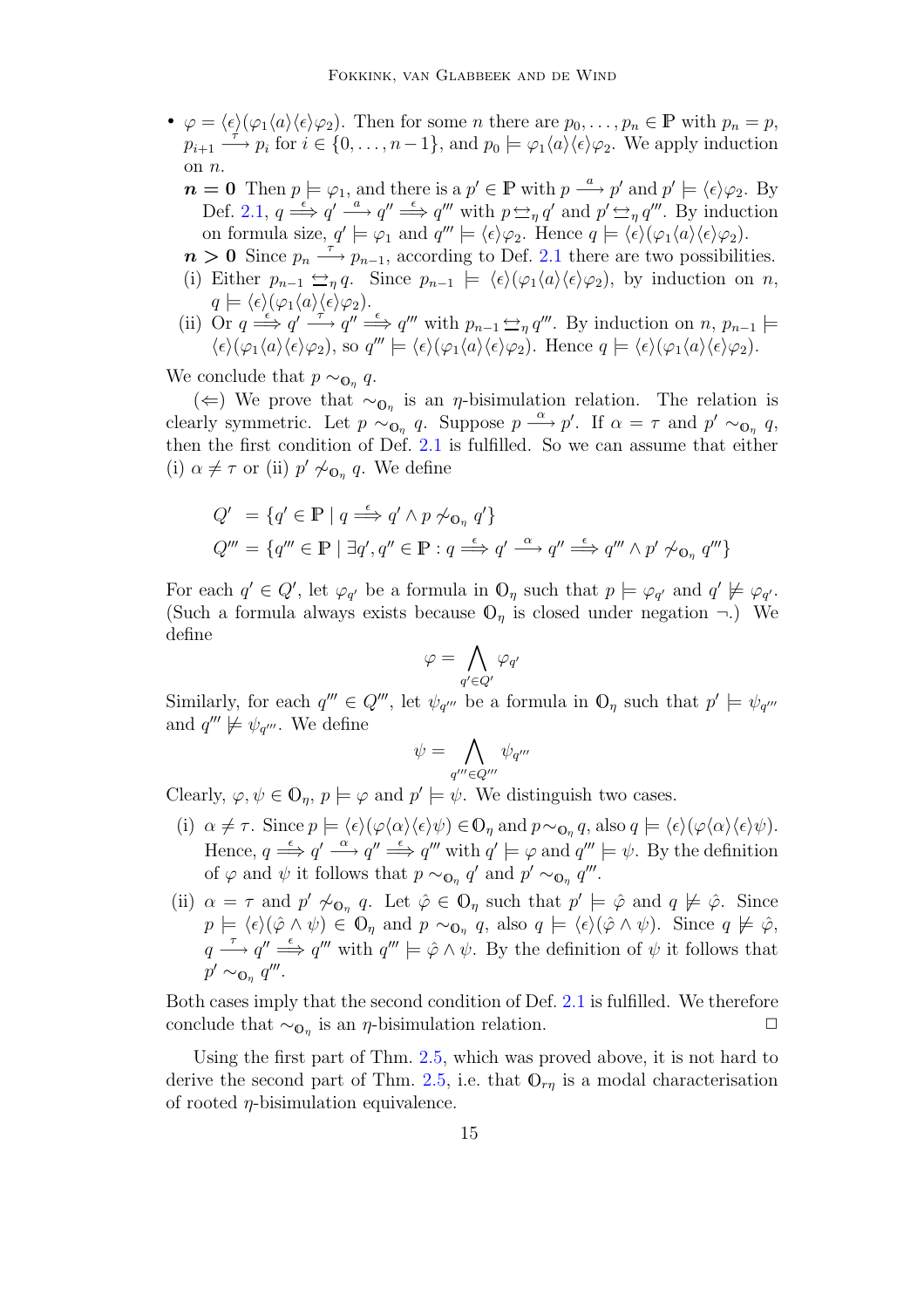- $\varphi = \langle\epsilon\rangle(\varphi_1\langle a\rangle\langle\epsilon\rangle\varphi_2)$. Then for some $n$ there are $p_0,\ldots,p_n \in \mathbb{P}$ with $p_n = p$, $p_{i+1} \xrightarrow{\tau} p_i$ for $i \in \{0,\ldots,n-1\}$, and $p_0 \models \varphi_1\langle a\rangle\langle\epsilon\rangle\varphi_2$. We apply induction on $n$.

  **$n = 0$** Then $p \models \varphi_1$, and there is a $p' \in \mathbb{P}$ with $p \xrightarrow{a} p'$ and $p' \models \langle\epsilon\rangle\varphi_2$. By Def. 2.1, $q \overset{\epsilon}{\Longrightarrow} q' \xrightarrow{a} q'' \overset{\epsilon}{\Longrightarrow} q'''$ with $p \leftrightarrow_\eta q'$ and $p' \leftrightarrow_\eta q'''$. By induction on formula size, $q' \models \varphi_1$ and $q''' \models \langle\epsilon\rangle\varphi_2$. Hence $q \models \langle\epsilon\rangle(\varphi_1\langle a\rangle\langle\epsilon\rangle\varphi_2)$.

  **$n > 0$** Since $p_n \xrightarrow{\tau} p_{n-1}$, according to Def. 2.1 there are two possibilities.

  (i) Either $p_{n-1} \leftrightarrow_\eta q$. Since $p_{n-1} \models \langle\epsilon\rangle(\varphi_1\langle a\rangle\langle\epsilon\rangle\varphi_2)$, by induction on $n$, $q \models \langle\epsilon\rangle(\varphi_1\langle a\rangle\langle\epsilon\rangle\varphi_2)$.

  (ii) Or $q \overset{\epsilon}{\Longrightarrow} q' \xrightarrow{\tau} q'' \overset{\epsilon}{\Longrightarrow} q'''$ with $p_{n-1} \leftrightarrow_\eta q'''$. By induction on $n$, $p_{n-1} \models \langle\epsilon\rangle(\varphi_1\langle a\rangle\langle\epsilon\rangle\varphi_2)$, so $q''' \models \langle\epsilon\rangle(\varphi_1\langle a\rangle\langle\epsilon\rangle\varphi_2)$. Hence $q \models \langle\epsilon\rangle(\varphi_1\langle a\rangle\langle\epsilon\rangle\varphi_2)$.

We conclude that $p \sim_{\mathbb{O}_\eta} q$.

($\Leftarrow$) We prove that $\sim_{\mathbb{O}_\eta}$ is an $\eta$-bisimulation relation. The relation is clearly symmetric. Let $p \sim_{\mathbb{O}_\eta} q$. Suppose $p \xrightarrow{\alpha} p'$. If $\alpha = \tau$ and $p' \sim_{\mathbb{O}_\eta} q$, then the first condition of Def. 2.1 is fulfilled. So we can assume that either (i) $\alpha \neq \tau$ or (ii) $p' \not\sim_{\mathbb{O}_\eta} q$. We define

$$Q' = \{q' \in \mathbb{P} \mid q \overset{\epsilon}{\Longrightarrow} q' \wedge p \not\sim_{\mathbb{O}_\eta} q'\}$$
$$Q''' = \{q''' \in \mathbb{P} \mid \exists q', q'' \in \mathbb{P} : q \overset{\epsilon}{\Longrightarrow} q' \xrightarrow{\alpha} q'' \overset{\epsilon}{\Longrightarrow} q''' \wedge p' \not\sim_{\mathbb{O}_\eta} q'''\}$$

For each $q' \in Q'$, let $\varphi_{q'}$ be a formula in $\mathbb{O}_\eta$ such that $p \models \varphi_{q'}$ and $q' \not\models \varphi_{q'}$. (Such a formula always exists because $\mathbb{O}_\eta$ is closed under negation $\neg$.) We define

$$\varphi = \bigwedge_{q' \in Q'} \varphi_{q'}$$

Similarly, for each $q''' \in Q'''$, let $\psi_{q'''}$ be a formula in $\mathbb{O}_\eta$ such that $p' \models \psi_{q'''}$ and $q''' \not\models \psi_{q'''}$. We define

$$\psi = \bigwedge_{q''' \in Q'''} \psi_{q'''}$$

Clearly, $\varphi, \psi \in \mathbb{O}_\eta$, $p \models \varphi$ and $p' \models \psi$. We distinguish two cases.

(i) $\alpha \neq \tau$. Since $p \models \langle\epsilon\rangle(\varphi\langle\alpha\rangle\langle\epsilon\rangle\psi) \in \mathbb{O}_\eta$ and $p \sim_{\mathbb{O}_\eta} q$, also $q \models \langle\epsilon\rangle(\varphi\langle\alpha\rangle\langle\epsilon\rangle\psi)$. Hence, $q \overset{\epsilon}{\Longrightarrow} q' \xrightarrow{\alpha} q'' \overset{\epsilon}{\Longrightarrow} q'''$ with $q' \models \varphi$ and $q''' \models \psi$. By the definition of $\varphi$ and $\psi$ it follows that $p \sim_{\mathbb{O}_\eta} q'$ and $p' \sim_{\mathbb{O}_\eta} q'''$.

(ii) $\alpha = \tau$ and $p' \not\sim_{\mathbb{O}_\eta} q$. Let $\hat{\varphi} \in \mathbb{O}_\eta$ such that $p' \models \hat{\varphi}$ and $q \not\models \hat{\varphi}$. Since $p \models \langle\epsilon\rangle(\hat{\varphi} \wedge \psi) \in \mathbb{O}_\eta$ and $p \sim_{\mathbb{O}_\eta} q$, also $q \models \langle\epsilon\rangle(\hat{\varphi} \wedge \psi)$. Since $q \not\models \hat{\varphi}$, $q \xrightarrow{\tau} q'' \overset{\epsilon}{\Longrightarrow} q'''$ with $q''' \models \hat{\varphi} \wedge \psi$. By the definition of $\psi$ it follows that $p' \sim_{\mathbb{O}_\eta} q'''$.

Both cases imply that the second condition of Def. 2.1 is fulfilled. We therefore conclude that $\sim_{\mathbb{O}_\eta}$ is an $\eta$-bisimulation relation. □

Using the first part of Thm. 2.5, which was proved above, it is not hard to derive the second part of Thm. 2.5, i.e. that $\mathbb{O}_{r\eta}$ is a modal characterisation of rooted $\eta$-bisimulation equivalence.